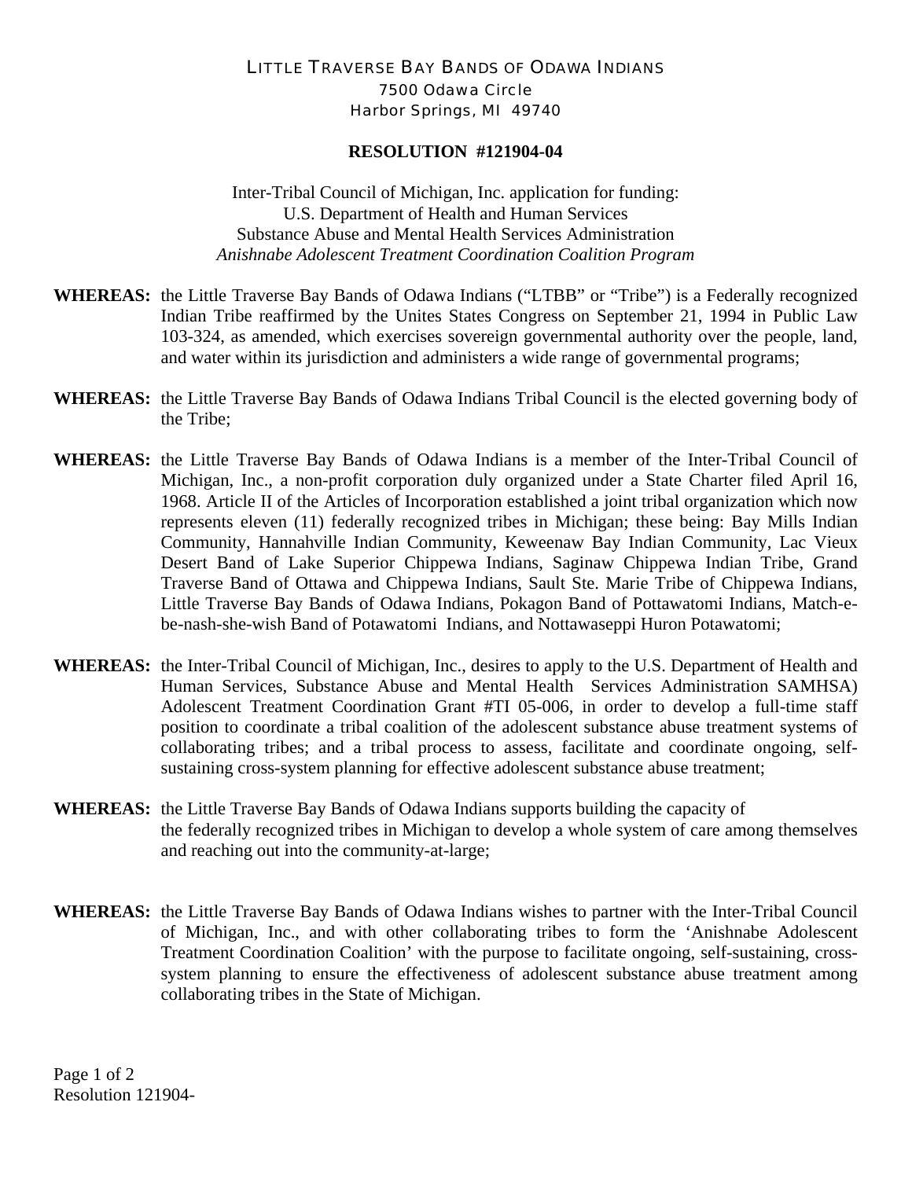LITTLE TRAVERSE BAY BANDS OF ODAWA INDIANS
7500 Odawa Circle
Harbor Springs, MI 49740

**RESOLUTION #121904-04**

Inter-Tribal Council of Michigan, Inc. application for funding:
U.S. Department of Health and Human Services
Substance Abuse and Mental Health Services Administration
*Anishnabe Adolescent Treatment Coordination Coalition Program*

**WHEREAS:** the Little Traverse Bay Bands of Odawa Indians ("LTBB" or "Tribe") is a Federally recognized Indian Tribe reaffirmed by the Unites States Congress on September 21, 1994 in Public Law 103-324, as amended, which exercises sovereign governmental authority over the people, land, and water within its jurisdiction and administers a wide range of governmental programs;

**WHEREAS:** the Little Traverse Bay Bands of Odawa Indians Tribal Council is the elected governing body of the Tribe;

**WHEREAS:** the Little Traverse Bay Bands of Odawa Indians is a member of the Inter-Tribal Council of Michigan, Inc., a non-profit corporation duly organized under a State Charter filed April 16, 1968. Article II of the Articles of Incorporation established a joint tribal organization which now represents eleven (11) federally recognized tribes in Michigan; these being: Bay Mills Indian Community, Hannahville Indian Community, Keweenaw Bay Indian Community, Lac Vieux Desert Band of Lake Superior Chippewa Indians, Saginaw Chippewa Indian Tribe, Grand Traverse Band of Ottawa and Chippewa Indians, Sault Ste. Marie Tribe of Chippewa Indians, Little Traverse Bay Bands of Odawa Indians, Pokagon Band of Pottawatomi Indians, Match-e-be-nash-she-wish Band of Potawatomi Indians, and Nottawaseppi Huron Potawatomi;

**WHEREAS:** the Inter-Tribal Council of Michigan, Inc., desires to apply to the U.S. Department of Health and Human Services, Substance Abuse and Mental Health Services Administration SAMHSA) Adolescent Treatment Coordination Grant #TI 05-006, in order to develop a full-time staff position to coordinate a tribal coalition of the adolescent substance abuse treatment systems of collaborating tribes; and a tribal process to assess, facilitate and coordinate ongoing, self-sustaining cross-system planning for effective adolescent substance abuse treatment;

**WHEREAS:** the Little Traverse Bay Bands of Odawa Indians supports building the capacity of the federally recognized tribes in Michigan to develop a whole system of care among themselves and reaching out into the community-at-large;

**WHEREAS:** the Little Traverse Bay Bands of Odawa Indians wishes to partner with the Inter-Tribal Council of Michigan, Inc., and with other collaborating tribes to form the 'Anishnabe Adolescent Treatment Coordination Coalition' with the purpose to facilitate ongoing, self-sustaining, cross-system planning to ensure the effectiveness of adolescent substance abuse treatment among collaborating tribes in the State of Michigan.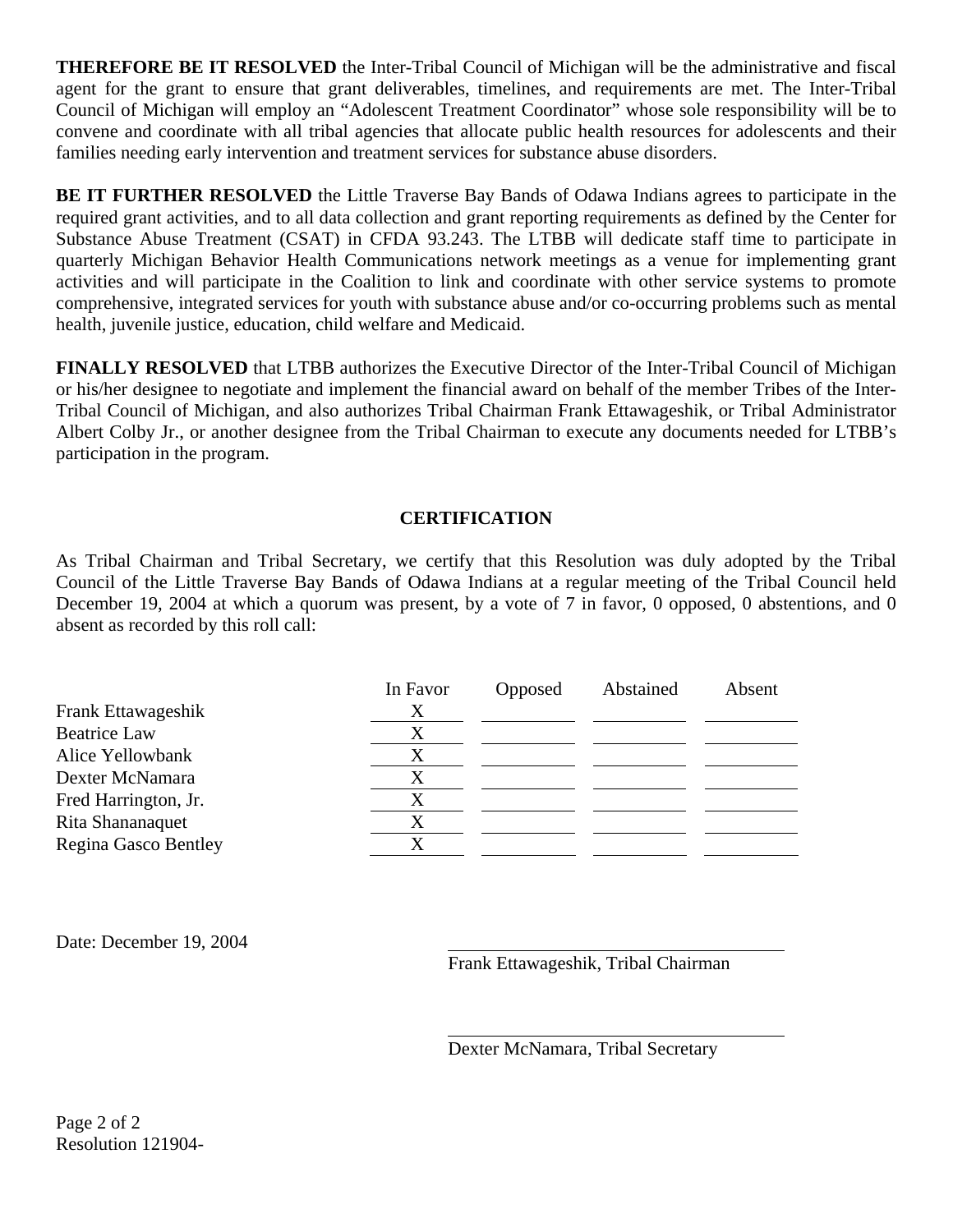**THEREFORE BE IT RESOLVED** the Inter-Tribal Council of Michigan will be the administrative and fiscal agent for the grant to ensure that grant deliverables, timelines, and requirements are met. The Inter-Tribal Council of Michigan will employ an "Adolescent Treatment Coordinator" whose sole responsibility will be to convene and coordinate with all tribal agencies that allocate public health resources for adolescents and their families needing early intervention and treatment services for substance abuse disorders.

**BE IT FURTHER RESOLVED** the Little Traverse Bay Bands of Odawa Indians agrees to participate in the required grant activities, and to all data collection and grant reporting requirements as defined by the Center for Substance Abuse Treatment (CSAT) in CFDA 93.243. The LTBB will dedicate staff time to participate in quarterly Michigan Behavior Health Communications network meetings as a venue for implementing grant activities and will participate in the Coalition to link and coordinate with other service systems to promote comprehensive, integrated services for youth with substance abuse and/or co-occurring problems such as mental health, juvenile justice, education, child welfare and Medicaid.

**FINALLY RESOLVED** that LTBB authorizes the Executive Director of the Inter-Tribal Council of Michigan or his/her designee to negotiate and implement the financial award on behalf of the member Tribes of the Inter-Tribal Council of Michigan, and also authorizes Tribal Chairman Frank Ettawageshik, or Tribal Administrator Albert Colby Jr., or another designee from the Tribal Chairman to execute any documents needed for LTBB's participation in the program.

## CERTIFICATION

As Tribal Chairman and Tribal Secretary, we certify that this Resolution was duly adopted by the Tribal Council of the Little Traverse Bay Bands of Odawa Indians at a regular meeting of the Tribal Council held December 19, 2004 at which a quorum was present, by a vote of 7 in favor, 0 opposed, 0 abstentions, and 0 absent as recorded by this roll call:

| | In Favor | Opposed | Abstained | Absent |
|---|---|---|---|---|
| Frank Ettawageshik | X | | | |
| Beatrice Law | X | | | |
| Alice Yellowbank | X | | | |
| Dexter McNamara | X | | | |
| Fred Harrington, Jr. | X | | | |
| Rita Shananaquet | X | | | |
| Regina Gasco Bentley | X | | | |

Date: December 19, 2004

Frank Ettawageshik, Tribal Chairman

Dexter McNamara, Tribal Secretary

Resolution 121904-